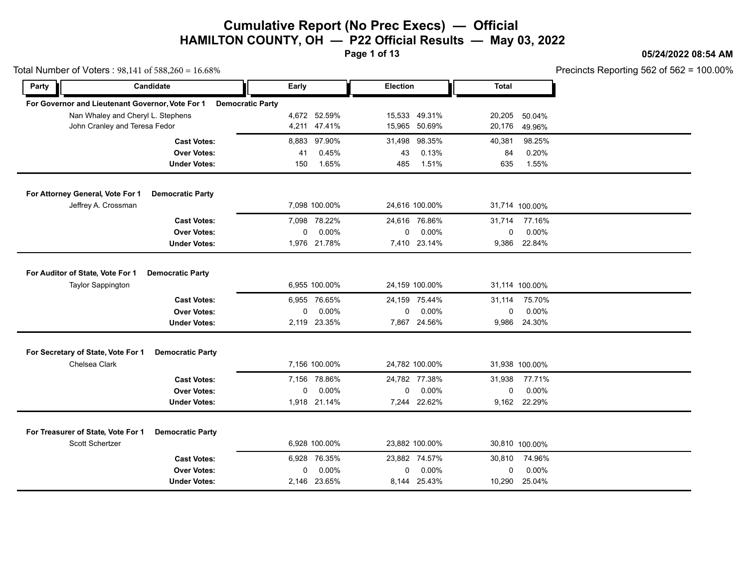# Cumulative Report (No Prec Execs) — Official
## HAMILTON COUNTY, OH — P22 Official Results — May 03, 2022

**05/24/2022 08:54 AM**

Total Number of Voters : 98,141 of 588,260 = 16.68%

Precincts Reporting 562 of 562 = 100.00%

| Party | Candidate | Early | | Election | | Total | |
|---|---|---|---|---|---|---|---|
| **For Governor and Lieutenant Governor, Vote For 1** | **Democratic Party** | | | | | | |
| | Nan Whaley and Cheryl L. Stephens | 4,672 | 52.59% | 15,533 | 49.31% | 20,205 | 50.04% |
| | John Cranley and Teresa Fedor | 4,211 | 47.41% | 15,965 | 50.69% | 20,176 | 49.96% |
| | **Cast Votes:** | 8,883 | 97.90% | 31,498 | 98.35% | 40,381 | 98.25% |
| | **Over Votes:** | 41 | 0.45% | 43 | 0.13% | 84 | 0.20% |
| | **Under Votes:** | 150 | 1.65% | 485 | 1.51% | 635 | 1.55% |
| **For Attorney General, Vote For 1** | **Democratic Party** | | | | | | |
| | Jeffrey A. Crossman | 7,098 | 100.00% | 24,616 | 100.00% | 31,714 | 100.00% |
| | **Cast Votes:** | 7,098 | 78.22% | 24,616 | 76.86% | 31,714 | 77.16% |
| | **Over Votes:** | 0 | 0.00% | 0 | 0.00% | 0 | 0.00% |
| | **Under Votes:** | 1,976 | 21.78% | 7,410 | 23.14% | 9,386 | 22.84% |
| **For Auditor of State, Vote For 1** | **Democratic Party** | | | | | | |
| | Taylor Sappington | 6,955 | 100.00% | 24,159 | 100.00% | 31,114 | 100.00% |
| | **Cast Votes:** | 6,955 | 76.65% | 24,159 | 75.44% | 31,114 | 75.70% |
| | **Over Votes:** | 0 | 0.00% | 0 | 0.00% | 0 | 0.00% |
| | **Under Votes:** | 2,119 | 23.35% | 7,867 | 24.56% | 9,986 | 24.30% |
| **For Secretary of State, Vote For 1** | **Democratic Party** | | | | | | |
| | Chelsea Clark | 7,156 | 100.00% | 24,782 | 100.00% | 31,938 | 100.00% |
| | **Cast Votes:** | 7,156 | 78.86% | 24,782 | 77.38% | 31,938 | 77.71% |
| | **Over Votes:** | 0 | 0.00% | 0 | 0.00% | 0 | 0.00% |
| | **Under Votes:** | 1,918 | 21.14% | 7,244 | 22.62% | 9,162 | 22.29% |
| **For Treasurer of State, Vote For 1** | **Democratic Party** | | | | | | |
| | Scott Schertzer | 6,928 | 100.00% | 23,882 | 100.00% | 30,810 | 100.00% |
| | **Cast Votes:** | 6,928 | 76.35% | 23,882 | 74.57% | 30,810 | 74.96% |
| | **Over Votes:** | 0 | 0.00% | 0 | 0.00% | 0 | 0.00% |
| | **Under Votes:** | 2,146 | 23.65% | 8,144 | 25.43% | 10,290 | 25.04% |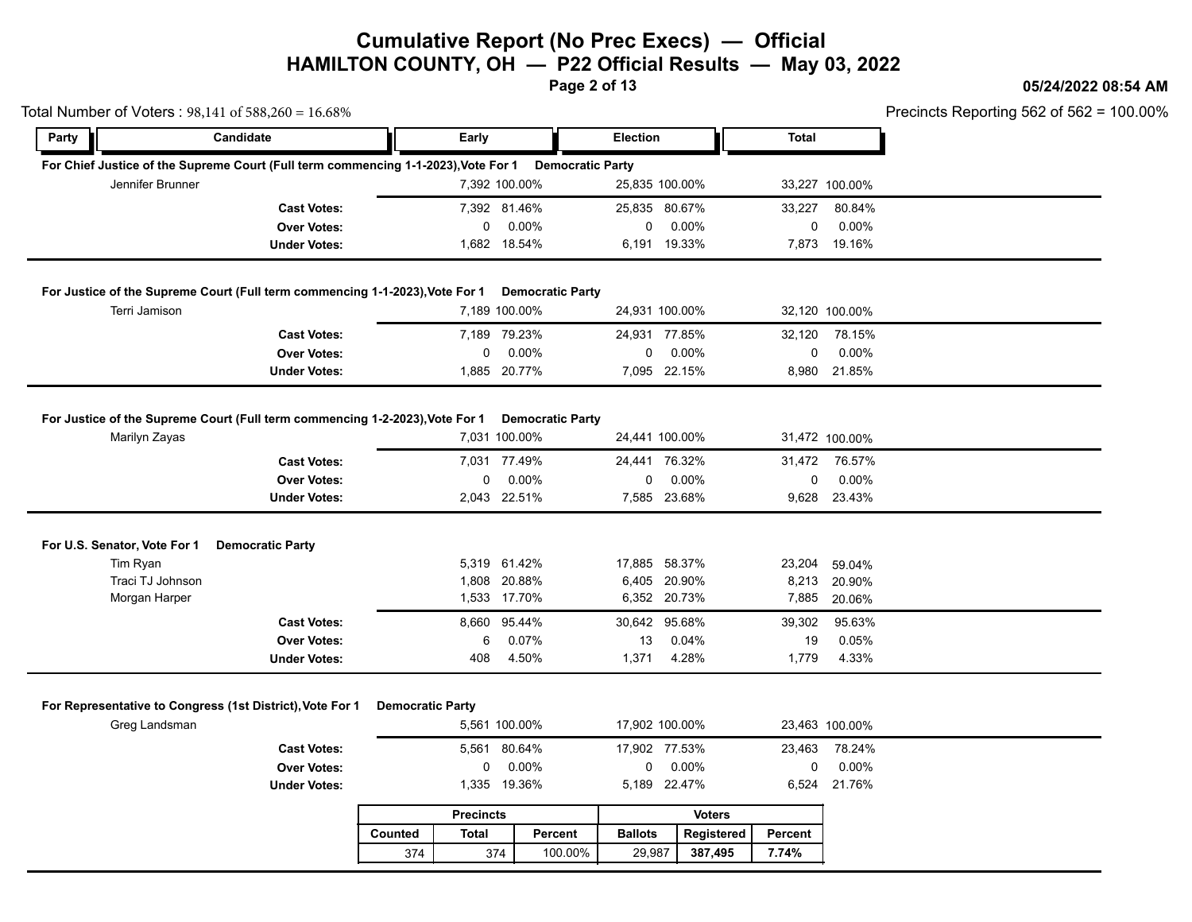# Cumulative Report (No Prec Execs) — Official
## HAMILTON COUNTY, OH — P22 Official Results — May 03, 2022

05/24/2022 08:54 AM

Total Number of Voters : 98,141 of 588,260 = 16.68%

Precincts Reporting 562 of 562 = 100.00%

### For Chief Justice of the Supreme Court (Full term commencing 1-1-2023), Vote For 1 — Democratic Party

| Party | Candidate | Early | | Election | | Total | |
|---|---|---|---|---|---|---|---|
| | Jennifer Brunner | 7,392 | 100.00% | 25,835 | 100.00% | 33,227 | 100.00% |
| | **Cast Votes:** | 7,392 | 81.46% | 25,835 | 80.67% | 33,227 | 80.84% |
| | **Over Votes:** | 0 | 0.00% | 0 | 0.00% | 0 | 0.00% |
| | **Under Votes:** | 1,682 | 18.54% | 6,191 | 19.33% | 7,873 | 19.16% |

### For Justice of the Supreme Court (Full term commencing 1-1-2023), Vote For 1 — Democratic Party

| Party | Candidate | Early | | Election | | Total | |
|---|---|---|---|---|---|---|---|
| | Terri Jamison | 7,189 | 100.00% | 24,931 | 100.00% | 32,120 | 100.00% |
| | **Cast Votes:** | 7,189 | 79.23% | 24,931 | 77.85% | 32,120 | 78.15% |
| | **Over Votes:** | 0 | 0.00% | 0 | 0.00% | 0 | 0.00% |
| | **Under Votes:** | 1,885 | 20.77% | 7,095 | 22.15% | 8,980 | 21.85% |

### For Justice of the Supreme Court (Full term commencing 1-2-2023), Vote For 1 — Democratic Party

| Party | Candidate | Early | | Election | | Total | |
|---|---|---|---|---|---|---|---|
| | Marilyn Zayas | 7,031 | 100.00% | 24,441 | 100.00% | 31,472 | 100.00% |
| | **Cast Votes:** | 7,031 | 77.49% | 24,441 | 76.32% | 31,472 | 76.57% |
| | **Over Votes:** | 0 | 0.00% | 0 | 0.00% | 0 | 0.00% |
| | **Under Votes:** | 2,043 | 22.51% | 7,585 | 23.68% | 9,628 | 23.43% |

### For U.S. Senator, Vote For 1 — Democratic Party

| Party | Candidate | Early | | Election | | Total | |
|---|---|---|---|---|---|---|---|
| | Tim Ryan | 5,319 | 61.42% | 17,885 | 58.37% | 23,204 | 59.04% |
| | Traci TJ Johnson | 1,808 | 20.88% | 6,405 | 20.90% | 8,213 | 20.90% |
| | Morgan Harper | 1,533 | 17.70% | 6,352 | 20.73% | 7,885 | 20.06% |
| | **Cast Votes:** | 8,660 | 95.44% | 30,642 | 95.68% | 39,302 | 95.63% |
| | **Over Votes:** | 6 | 0.07% | 13 | 0.04% | 19 | 0.05% |
| | **Under Votes:** | 408 | 4.50% | 1,371 | 4.28% | 1,779 | 4.33% |

### For Representative to Congress (1st District), Vote For 1 — Democratic Party

| Party | Candidate | Early | | Election | | Total | |
|---|---|---|---|---|---|---|---|
| | Greg Landsman | 5,561 | 100.00% | 17,902 | 100.00% | 23,463 | 100.00% |
| | **Cast Votes:** | 5,561 | 80.64% | 17,902 | 77.53% | 23,463 | 78.24% |
| | **Over Votes:** | 0 | 0.00% | 0 | 0.00% | 0 | 0.00% |
| | **Under Votes:** | 1,335 | 19.36% | 5,189 | 22.47% | 6,524 | 21.76% |

| Precincts | | | Voters | | |
|---|---|---|---|---|---|
| Counted | Total | Percent | Ballots | Registered | Percent |
| 374 | 374 | 100.00% | 29,987 | **387,495** | **7.74%** |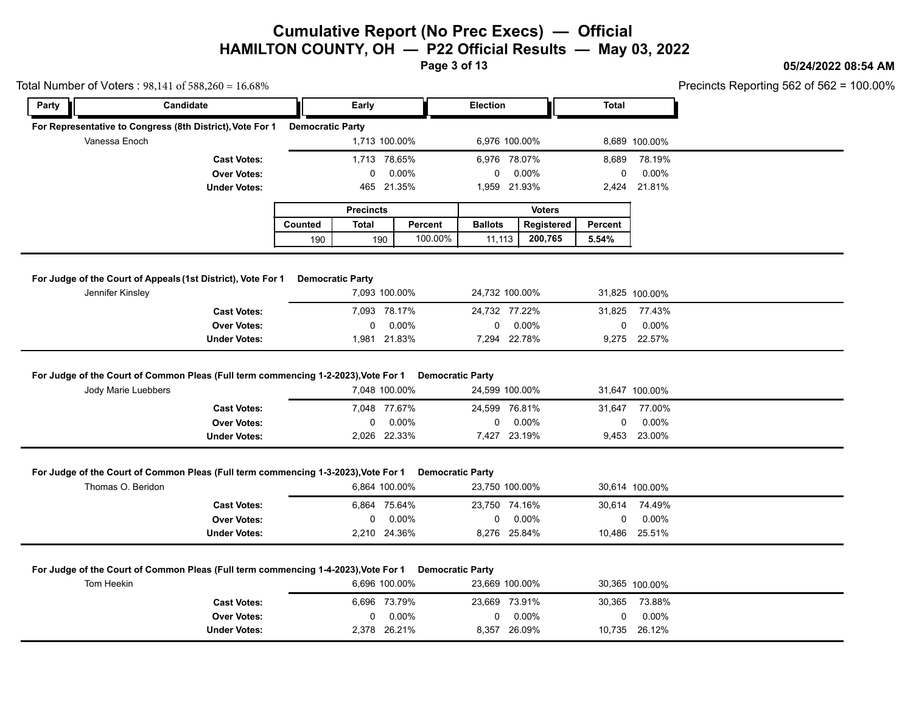# Cumulative Report (No Prec Execs) — Official

## HAMILTON COUNTY, OH — P22 Official Results — May 03, 2022

05/24/2022 08:54 AM

Total Number of Voters : 98,141 of 588,260 = 16.68%

Precincts Reporting 562 of 562 = 100.00%

| Party | Candidate | Early | | Election | | Total | |
|---|---|---|---|---|---|---|---|
| **For Representative to Congress (8th District), Vote For 1** | | **Democratic Party** | | | | | |
| | Vanessa Enoch | 1,713 | 100.00% | 6,976 | 100.00% | 8,689 | 100.00% |
| | **Cast Votes:** | 1,713 | 78.65% | 6,976 | 78.07% | 8,689 | 78.19% |
| | **Over Votes:** | 0 | 0.00% | 0 | 0.00% | 0 | 0.00% |
| | **Under Votes:** | 465 | 21.35% | 1,959 | 21.93% | 2,424 | 21.81% |

| Precincts | | | Voters | | |
|---|---|---|---|---|---|
| Counted | Total | Percent | Ballots | Registered | Percent |
| 190 | 190 | 100.00% | 11,113 | **200,765** | **5.54%** |

| Party | Candidate | Early | | Election | | Total | |
|---|---|---|---|---|---|---|---|
| **For Judge of the Court of Appeals (1st District), Vote For 1** | | **Democratic Party** | | | | | |
| | Jennifer Kinsley | 7,093 | 100.00% | 24,732 | 100.00% | 31,825 | 100.00% |
| | **Cast Votes:** | 7,093 | 78.17% | 24,732 | 77.22% | 31,825 | 77.43% |
| | **Over Votes:** | 0 | 0.00% | 0 | 0.00% | 0 | 0.00% |
| | **Under Votes:** | 1,981 | 21.83% | 7,294 | 22.78% | 9,275 | 22.57% |
| **For Judge of the Court of Common Pleas (Full term commencing 1-2-2023), Vote For 1** | | **Democratic Party** | | | | | |
| | Jody Marie Luebbers | 7,048 | 100.00% | 24,599 | 100.00% | 31,647 | 100.00% |
| | **Cast Votes:** | 7,048 | 77.67% | 24,599 | 76.81% | 31,647 | 77.00% |
| | **Over Votes:** | 0 | 0.00% | 0 | 0.00% | 0 | 0.00% |
| | **Under Votes:** | 2,026 | 22.33% | 7,427 | 23.19% | 9,453 | 23.00% |
| **For Judge of the Court of Common Pleas (Full term commencing 1-3-2023), Vote For 1** | | **Democratic Party** | | | | | |
| | Thomas O. Beridon | 6,864 | 100.00% | 23,750 | 100.00% | 30,614 | 100.00% |
| | **Cast Votes:** | 6,864 | 75.64% | 23,750 | 74.16% | 30,614 | 74.49% |
| | **Over Votes:** | 0 | 0.00% | 0 | 0.00% | 0 | 0.00% |
| | **Under Votes:** | 2,210 | 24.36% | 8,276 | 25.84% | 10,486 | 25.51% |
| **For Judge of the Court of Common Pleas (Full term commencing 1-4-2023), Vote For 1** | | **Democratic Party** | | | | | |
| | Tom Heekin | 6,696 | 100.00% | 23,669 | 100.00% | 30,365 | 100.00% |
| | **Cast Votes:** | 6,696 | 73.79% | 23,669 | 73.91% | 30,365 | 73.88% |
| | **Over Votes:** | 0 | 0.00% | 0 | 0.00% | 0 | 0.00% |
| | **Under Votes:** | 2,378 | 26.21% | 8,357 | 26.09% | 10,735 | 26.12% |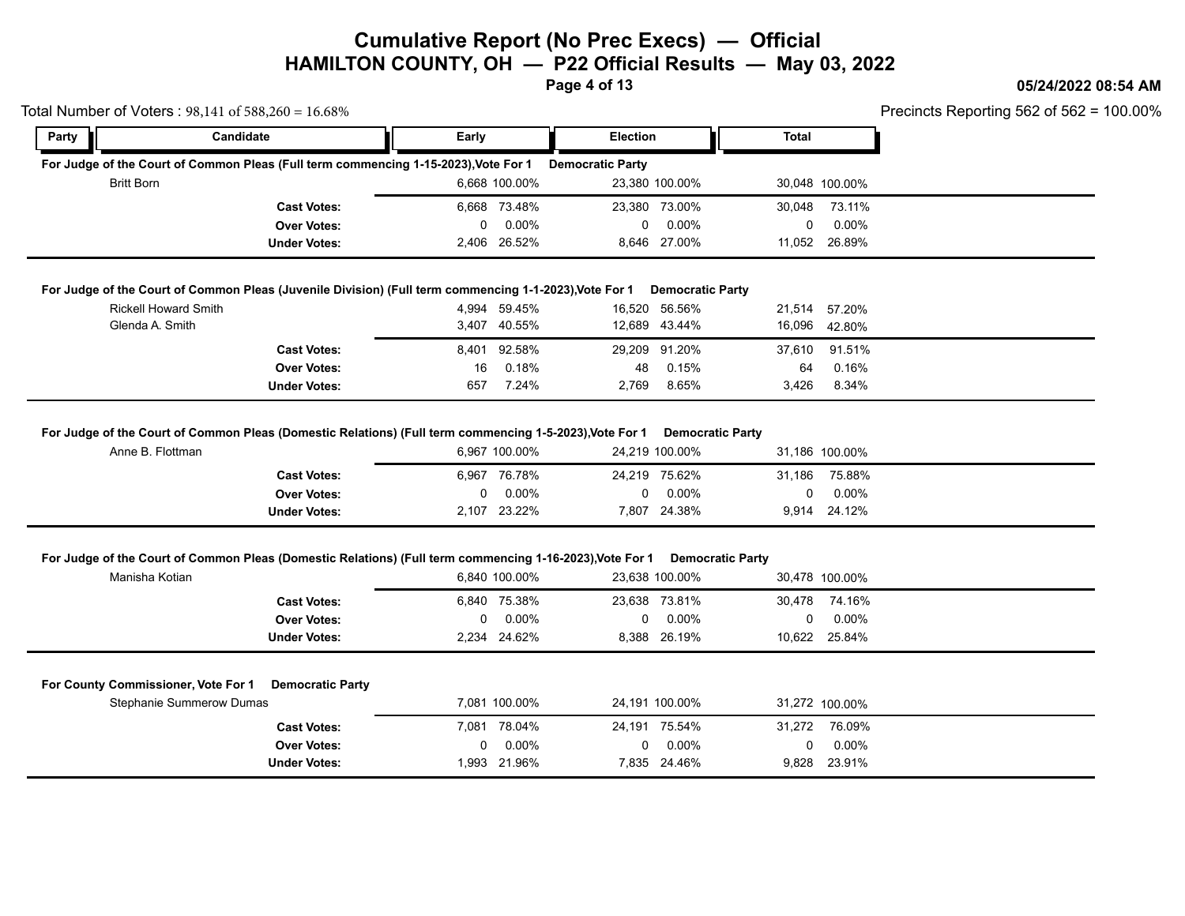# Cumulative Report (No Prec Execs) — Official
## HAMILTON COUNTY, OH — P22 Official Results — May 03, 2022

05/24/2022 08:54 AM

Total Number of Voters : 98,141 of 588,260 = 16.68%

Precincts Reporting 562 of 562 = 100.00%

### For Judge of the Court of Common Pleas (Full term commencing 1-15-2023), Vote For 1 — Democratic Party

| Party | Candidate | Early | | Election | | Total | |
|---|---|---|---|---|---|---|---|
| | Britt Born | 6,668 | 100.00% | 23,380 | 100.00% | 30,048 | 100.00% |
| | **Cast Votes:** | 6,668 | 73.48% | 23,380 | 73.00% | 30,048 | 73.11% |
| | **Over Votes:** | 0 | 0.00% | 0 | 0.00% | 0 | 0.00% |
| | **Under Votes:** | 2,406 | 26.52% | 8,646 | 27.00% | 11,052 | 26.89% |

### For Judge of the Court of Common Pleas (Juvenile Division) (Full term commencing 1-1-2023), Vote For 1 — Democratic Party

| Party | Candidate | Early | | Election | | Total | |
|---|---|---|---|---|---|---|---|
| | Rickell Howard Smith | 4,994 | 59.45% | 16,520 | 56.56% | 21,514 | 57.20% |
| | Glenda A. Smith | 3,407 | 40.55% | 12,689 | 43.44% | 16,096 | 42.80% |
| | **Cast Votes:** | 8,401 | 92.58% | 29,209 | 91.20% | 37,610 | 91.51% |
| | **Over Votes:** | 16 | 0.18% | 48 | 0.15% | 64 | 0.16% |
| | **Under Votes:** | 657 | 7.24% | 2,769 | 8.65% | 3,426 | 8.34% |

### For Judge of the Court of Common Pleas (Domestic Relations) (Full term commencing 1-5-2023), Vote For 1 — Democratic Party

| Party | Candidate | Early | | Election | | Total | |
|---|---|---|---|---|---|---|---|
| | Anne B. Flottman | 6,967 | 100.00% | 24,219 | 100.00% | 31,186 | 100.00% |
| | **Cast Votes:** | 6,967 | 76.78% | 24,219 | 75.62% | 31,186 | 75.88% |
| | **Over Votes:** | 0 | 0.00% | 0 | 0.00% | 0 | 0.00% |
| | **Under Votes:** | 2,107 | 23.22% | 7,807 | 24.38% | 9,914 | 24.12% |

### For Judge of the Court of Common Pleas (Domestic Relations) (Full term commencing 1-16-2023), Vote For 1 — Democratic Party

| Party | Candidate | Early | | Election | | Total | |
|---|---|---|---|---|---|---|---|
| | Manisha Kotian | 6,840 | 100.00% | 23,638 | 100.00% | 30,478 | 100.00% |
| | **Cast Votes:** | 6,840 | 75.38% | 23,638 | 73.81% | 30,478 | 74.16% |
| | **Over Votes:** | 0 | 0.00% | 0 | 0.00% | 0 | 0.00% |
| | **Under Votes:** | 2,234 | 24.62% | 8,388 | 26.19% | 10,622 | 25.84% |

### For County Commissioner, Vote For 1 — Democratic Party

| Party | Candidate | Early | | Election | | Total | |
|---|---|---|---|---|---|---|---|
| | Stephanie Summerow Dumas | 7,081 | 100.00% | 24,191 | 100.00% | 31,272 | 100.00% |
| | **Cast Votes:** | 7,081 | 78.04% | 24,191 | 75.54% | 31,272 | 76.09% |
| | **Over Votes:** | 0 | 0.00% | 0 | 0.00% | 0 | 0.00% |
| | **Under Votes:** | 1,993 | 21.96% | 7,835 | 24.46% | 9,828 | 23.91% |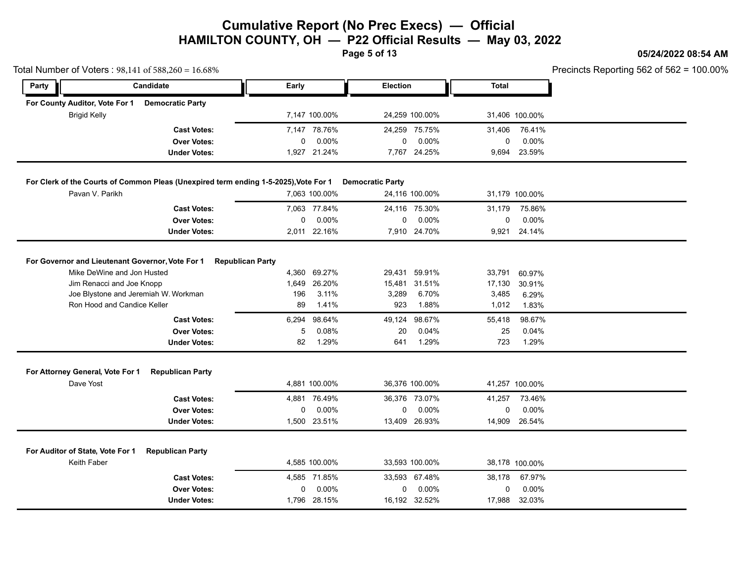# Cumulative Report (No Prec Execs) — Official

## HAMILTON COUNTY, OH — P22 Official Results — May 03, 2022

05/24/2022 08:54 AM

Total Number of Voters : 98,141 of 588,260 = 16.68%

Precincts Reporting 562 of 562 = 100.00%

### For County Auditor, Vote For 1 — Democratic Party

| Candidate | Early | | Election | | Total | |
|---|---|---|---|---|---|---|
| Brigid Kelly | 7,147 | 100.00% | 24,259 | 100.00% | 31,406 | 100.00% |
| **Cast Votes:** | 7,147 | 78.76% | 24,259 | 75.75% | 31,406 | 76.41% |
| **Over Votes:** | 0 | 0.00% | 0 | 0.00% | 0 | 0.00% |
| **Under Votes:** | 1,927 | 21.24% | 7,767 | 24.25% | 9,694 | 23.59% |

### For Clerk of the Courts of Common Pleas (Unexpired term ending 1-5-2025), Vote For 1 — Democratic Party

| Candidate | Early | | Election | | Total | |
|---|---|---|---|---|---|---|
| Pavan V. Parikh | 7,063 | 100.00% | 24,116 | 100.00% | 31,179 | 100.00% |
| **Cast Votes:** | 7,063 | 77.84% | 24,116 | 75.30% | 31,179 | 75.86% |
| **Over Votes:** | 0 | 0.00% | 0 | 0.00% | 0 | 0.00% |
| **Under Votes:** | 2,011 | 22.16% | 7,910 | 24.70% | 9,921 | 24.14% |

### For Governor and Lieutenant Governor, Vote For 1 — Republican Party

| Candidate | Early | | Election | | Total | |
|---|---|---|---|---|---|---|
| Mike DeWine and Jon Husted | 4,360 | 69.27% | 29,431 | 59.91% | 33,791 | 60.97% |
| Jim Renacci and Joe Knopp | 1,649 | 26.20% | 15,481 | 31.51% | 17,130 | 30.91% |
| Joe Blystone and Jeremiah W. Workman | 196 | 3.11% | 3,289 | 6.70% | 3,485 | 6.29% |
| Ron Hood and Candice Keller | 89 | 1.41% | 923 | 1.88% | 1,012 | 1.83% |
| **Cast Votes:** | 6,294 | 98.64% | 49,124 | 98.67% | 55,418 | 98.67% |
| **Over Votes:** | 5 | 0.08% | 20 | 0.04% | 25 | 0.04% |
| **Under Votes:** | 82 | 1.29% | 641 | 1.29% | 723 | 1.29% |

### For Attorney General, Vote For 1 — Republican Party

| Candidate | Early | | Election | | Total | |
|---|---|---|---|---|---|---|
| Dave Yost | 4,881 | 100.00% | 36,376 | 100.00% | 41,257 | 100.00% |
| **Cast Votes:** | 4,881 | 76.49% | 36,376 | 73.07% | 41,257 | 73.46% |
| **Over Votes:** | 0 | 0.00% | 0 | 0.00% | 0 | 0.00% |
| **Under Votes:** | 1,500 | 23.51% | 13,409 | 26.93% | 14,909 | 26.54% |

### For Auditor of State, Vote For 1 — Republican Party

| Candidate | Early | | Election | | Total | |
|---|---|---|---|---|---|---|
| Keith Faber | 4,585 | 100.00% | 33,593 | 100.00% | 38,178 | 100.00% |
| **Cast Votes:** | 4,585 | 71.85% | 33,593 | 67.48% | 38,178 | 67.97% |
| **Over Votes:** | 0 | 0.00% | 0 | 0.00% | 0 | 0.00% |
| **Under Votes:** | 1,796 | 28.15% | 16,192 | 32.52% | 17,988 | 32.03% |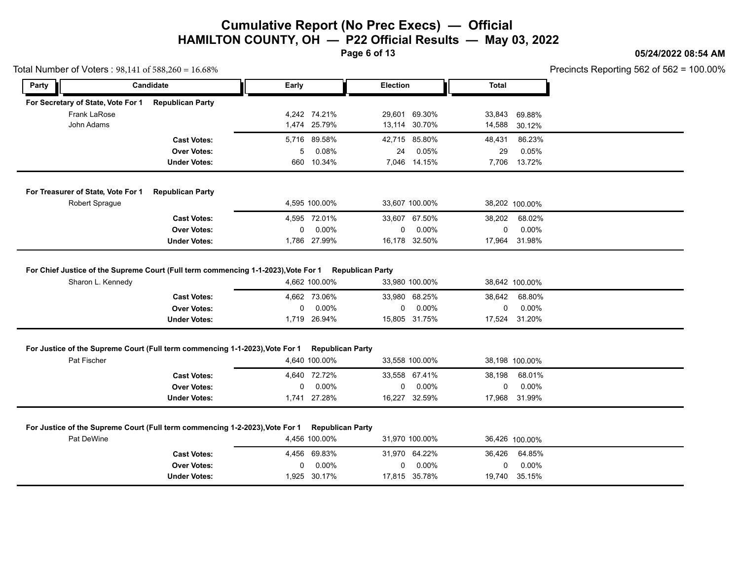# Cumulative Report (No Prec Execs) — Official

## HAMILTON COUNTY, OH — P22 Official Results — May 03, 2022

05/24/2022 08:54 AM

Total Number of Voters : 98,141 of 588,260 = 16.68%

Precincts Reporting 562 of 562 = 100.00%

| Party | Candidate | Early | | Election | | Total | |
|---|---|---|---|---|---|---|---|
| **For Secretary of State, Vote For 1** | **Republican Party** | | | | | | |
| | Frank LaRose | 4,242 | 74.21% | 29,601 | 69.30% | 33,843 | 69.88% |
| | John Adams | 1,474 | 25.79% | 13,114 | 30.70% | 14,588 | 30.12% |
| | **Cast Votes:** | 5,716 | 89.58% | 42,715 | 85.80% | 48,431 | 86.23% |
| | **Over Votes:** | 5 | 0.08% | 24 | 0.05% | 29 | 0.05% |
| | **Under Votes:** | 660 | 10.34% | 7,046 | 14.15% | 7,706 | 13.72% |
| **For Treasurer of State, Vote For 1** | **Republican Party** | | | | | | |
| | Robert Sprague | 4,595 | 100.00% | 33,607 | 100.00% | 38,202 | 100.00% |
| | **Cast Votes:** | 4,595 | 72.01% | 33,607 | 67.50% | 38,202 | 68.02% |
| | **Over Votes:** | 0 | 0.00% | 0 | 0.00% | 0 | 0.00% |
| | **Under Votes:** | 1,786 | 27.99% | 16,178 | 32.50% | 17,964 | 31.98% |
| **For Chief Justice of the Supreme Court (Full term commencing 1-1-2023),Vote For 1** | **Republican Party** | | | | | | |
| | Sharon L. Kennedy | 4,662 | 100.00% | 33,980 | 100.00% | 38,642 | 100.00% |
| | **Cast Votes:** | 4,662 | 73.06% | 33,980 | 68.25% | 38,642 | 68.80% |
| | **Over Votes:** | 0 | 0.00% | 0 | 0.00% | 0 | 0.00% |
| | **Under Votes:** | 1,719 | 26.94% | 15,805 | 31.75% | 17,524 | 31.20% |
| **For Justice of the Supreme Court (Full term commencing 1-1-2023),Vote For 1** | **Republican Party** | | | | | | |
| | Pat Fischer | 4,640 | 100.00% | 33,558 | 100.00% | 38,198 | 100.00% |
| | **Cast Votes:** | 4,640 | 72.72% | 33,558 | 67.41% | 38,198 | 68.01% |
| | **Over Votes:** | 0 | 0.00% | 0 | 0.00% | 0 | 0.00% |
| | **Under Votes:** | 1,741 | 27.28% | 16,227 | 32.59% | 17,968 | 31.99% |
| **For Justice of the Supreme Court (Full term commencing 1-2-2023),Vote For 1** | **Republican Party** | | | | | | |
| | Pat DeWine | 4,456 | 100.00% | 31,970 | 100.00% | 36,426 | 100.00% |
| | **Cast Votes:** | 4,456 | 69.83% | 31,970 | 64.22% | 36,426 | 64.85% |
| | **Over Votes:** | 0 | 0.00% | 0 | 0.00% | 0 | 0.00% |
| | **Under Votes:** | 1,925 | 30.17% | 17,815 | 35.78% | 19,740 | 35.15% |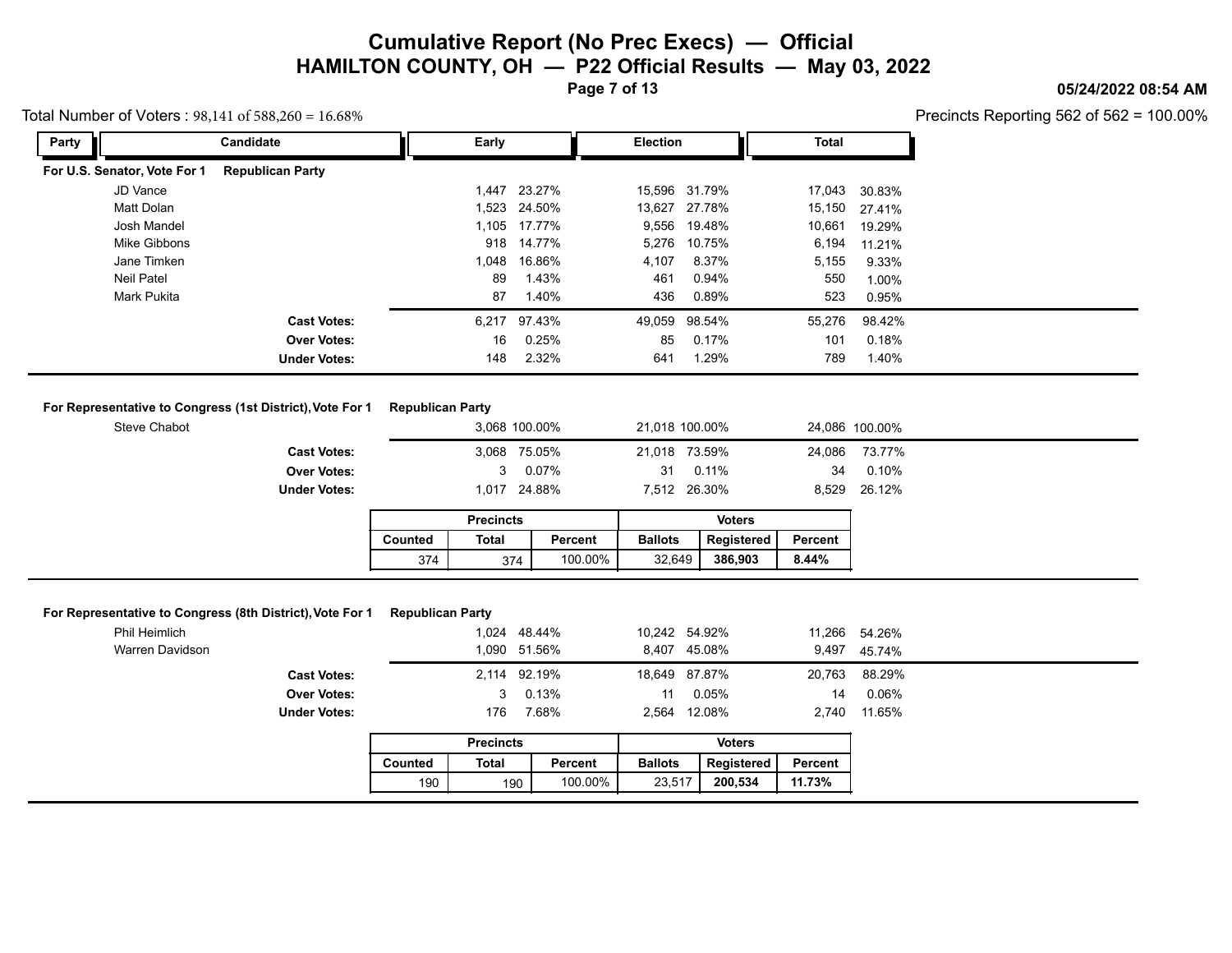# Cumulative Report (No Prec Execs) — Official
## HAMILTON COUNTY, OH — P22 Official Results — May 03, 2022

05/24/2022 08:54 AM

Total Number of Voters : 98,141 of 588,260 = 16.68%

Precincts Reporting 562 of 562 = 100.00%

### For U.S. Senator, Vote For 1 — Republican Party

| Candidate | Early | Early % | Election | Election % | Total | Total % |
|---|---|---|---|---|---|---|
| JD Vance | 1,447 | 23.27% | 15,596 | 31.79% | 17,043 | 30.83% |
| Matt Dolan | 1,523 | 24.50% | 13,627 | 27.78% | 15,150 | 27.41% |
| Josh Mandel | 1,105 | 17.77% | 9,556 | 19.48% | 10,661 | 19.29% |
| Mike Gibbons | 918 | 14.77% | 5,276 | 10.75% | 6,194 | 11.21% |
| Jane Timken | 1,048 | 16.86% | 4,107 | 8.37% | 5,155 | 9.33% |
| Neil Patel | 89 | 1.43% | 461 | 0.94% | 550 | 1.00% |
| Mark Pukita | 87 | 1.40% | 436 | 0.89% | 523 | 0.95% |
| **Cast Votes:** | 6,217 | 97.43% | 49,059 | 98.54% | 55,276 | 98.42% |
| **Over Votes:** | 16 | 0.25% | 85 | 0.17% | 101 | 0.18% |
| **Under Votes:** | 148 | 2.32% | 641 | 1.29% | 789 | 1.40% |

### For Representative to Congress (1st District), Vote For 1 — Republican Party

| Candidate | Early | Early % | Election | Election % | Total | Total % |
|---|---|---|---|---|---|---|
| Steve Chabot | 3,068 | 100.00% | 21,018 | 100.00% | 24,086 | 100.00% |
| **Cast Votes:** | 3,068 | 75.05% | 21,018 | 73.59% | 24,086 | 73.77% |
| **Over Votes:** | 3 | 0.07% | 31 | 0.11% | 34 | 0.10% |
| **Under Votes:** | 1,017 | 24.88% | 7,512 | 26.30% | 8,529 | 26.12% |

| Precincts | | | Voters | | |
|---|---|---|---|---|---|
| Counted | Total | Percent | Ballots | Registered | Percent |
| 374 | 374 | 100.00% | 32,649 | **386,903** | **8.44%** |

### For Representative to Congress (8th District), Vote For 1 — Republican Party

| Candidate | Early | Early % | Election | Election % | Total | Total % |
|---|---|---|---|---|---|---|
| Phil Heimlich | 1,024 | 48.44% | 10,242 | 54.92% | 11,266 | 54.26% |
| Warren Davidson | 1,090 | 51.56% | 8,407 | 45.08% | 9,497 | 45.74% |
| **Cast Votes:** | 2,114 | 92.19% | 18,649 | 87.87% | 20,763 | 88.29% |
| **Over Votes:** | 3 | 0.13% | 11 | 0.05% | 14 | 0.06% |
| **Under Votes:** | 176 | 7.68% | 2,564 | 12.08% | 2,740 | 11.65% |

| Precincts | | | Voters | | |
|---|---|---|---|---|---|
| Counted | Total | Percent | Ballots | Registered | Percent |
| 190 | 190 | 100.00% | 23,517 | **200,534** | **11.73%** |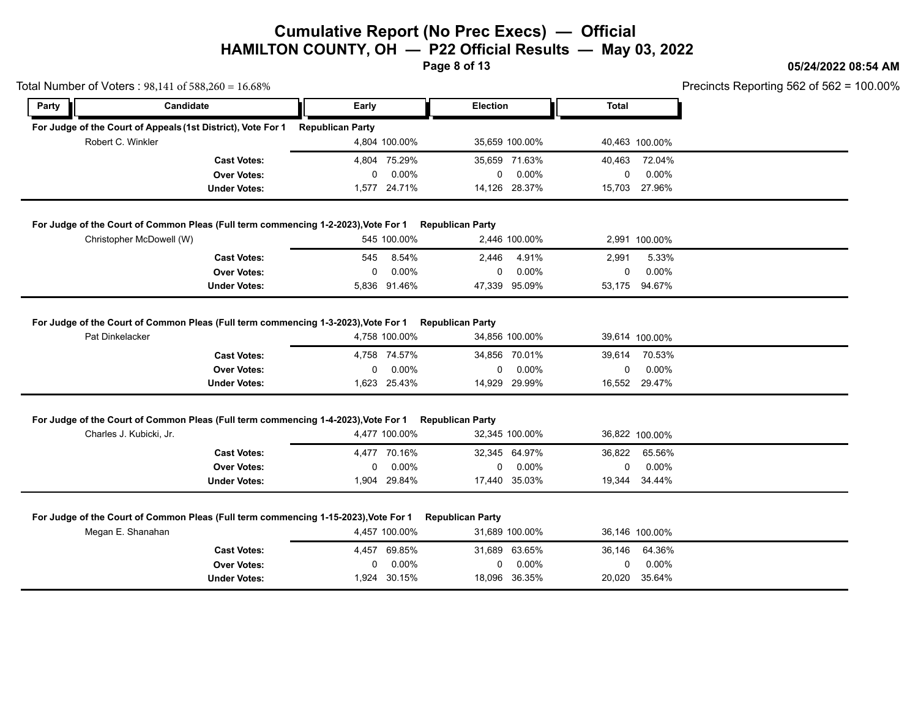# Cumulative Report (No Prec Execs) — Official

## HAMILTON COUNTY, OH — P22 Official Results — May 03, 2022

05/24/2022 08:54 AM

Total Number of Voters : 98,141 of 588,260 = 16.68%

Precincts Reporting 562 of 562 = 100.00%

### For Judge of the Court of Appeals (1st District), Vote For 1 — Republican Party

| Party | Candidate | Early | | Election | | Total | |
|---|---|---|---|---|---|---|---|
| | Robert C. Winkler | 4,804 | 100.00% | 35,659 | 100.00% | 40,463 | 100.00% |
| | **Cast Votes:** | 4,804 | 75.29% | 35,659 | 71.63% | 40,463 | 72.04% |
| | **Over Votes:** | 0 | 0.00% | 0 | 0.00% | 0 | 0.00% |
| | **Under Votes:** | 1,577 | 24.71% | 14,126 | 28.37% | 15,703 | 27.96% |

### For Judge of the Court of Common Pleas (Full term commencing 1-2-2023), Vote For 1 — Republican Party

| Party | Candidate | Early | | Election | | Total | |
|---|---|---|---|---|---|---|---|
| | Christopher McDowell (W) | 545 | 100.00% | 2,446 | 100.00% | 2,991 | 100.00% |
| | **Cast Votes:** | 545 | 8.54% | 2,446 | 4.91% | 2,991 | 5.33% |
| | **Over Votes:** | 0 | 0.00% | 0 | 0.00% | 0 | 0.00% |
| | **Under Votes:** | 5,836 | 91.46% | 47,339 | 95.09% | 53,175 | 94.67% |

### For Judge of the Court of Common Pleas (Full term commencing 1-3-2023), Vote For 1 — Republican Party

| Party | Candidate | Early | | Election | | Total | |
|---|---|---|---|---|---|---|---|
| | Pat Dinkelacker | 4,758 | 100.00% | 34,856 | 100.00% | 39,614 | 100.00% |
| | **Cast Votes:** | 4,758 | 74.57% | 34,856 | 70.01% | 39,614 | 70.53% |
| | **Over Votes:** | 0 | 0.00% | 0 | 0.00% | 0 | 0.00% |
| | **Under Votes:** | 1,623 | 25.43% | 14,929 | 29.99% | 16,552 | 29.47% |

### For Judge of the Court of Common Pleas (Full term commencing 1-4-2023), Vote For 1 — Republican Party

| Party | Candidate | Early | | Election | | Total | |
|---|---|---|---|---|---|---|---|
| | Charles J. Kubicki, Jr. | 4,477 | 100.00% | 32,345 | 100.00% | 36,822 | 100.00% |
| | **Cast Votes:** | 4,477 | 70.16% | 32,345 | 64.97% | 36,822 | 65.56% |
| | **Over Votes:** | 0 | 0.00% | 0 | 0.00% | 0 | 0.00% |
| | **Under Votes:** | 1,904 | 29.84% | 17,440 | 35.03% | 19,344 | 34.44% |

### For Judge of the Court of Common Pleas (Full term commencing 1-15-2023), Vote For 1 — Republican Party

| Party | Candidate | Early | | Election | | Total | |
|---|---|---|---|---|---|---|---|
| | Megan E. Shanahan | 4,457 | 100.00% | 31,689 | 100.00% | 36,146 | 100.00% |
| | **Cast Votes:** | 4,457 | 69.85% | 31,689 | 63.65% | 36,146 | 64.36% |
| | **Over Votes:** | 0 | 0.00% | 0 | 0.00% | 0 | 0.00% |
| | **Under Votes:** | 1,924 | 30.15% | 18,096 | 36.35% | 20,020 | 35.64% |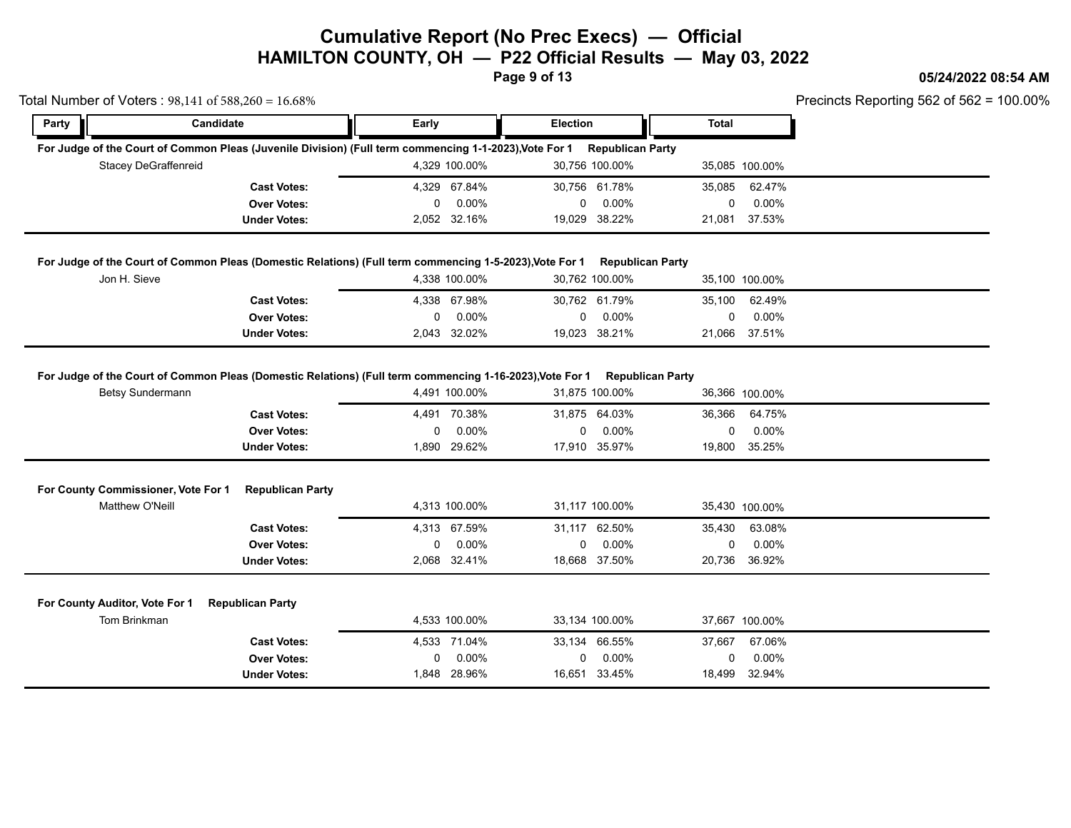# Cumulative Report (No Prec Execs) — Official

## HAMILTON COUNTY, OH — P22 Official Results — May 03, 2022

05/24/2022 08:54 AM

Total Number of Voters : 98,141 of 588,260 = 16.68%

Precincts Reporting 562 of 562 = 100.00%

| Party | Candidate | Early | | Election | | Total | |
|---|---|---|---|---|---|---|---|

### For Judge of the Court of Common Pleas (Juvenile Division) (Full term commencing 1-1-2023),Vote For 1 — Republican Party

| Candidate | Early | | Election | | Total | |
|---|---|---|---|---|---|---|
| Stacey DeGraffenreid | 4,329 | 100.00% | 30,756 | 100.00% | 35,085 | 100.00% |
| **Cast Votes:** | 4,329 | 67.84% | 30,756 | 61.78% | 35,085 | 62.47% |
| **Over Votes:** | 0 | 0.00% | 0 | 0.00% | 0 | 0.00% |
| **Under Votes:** | 2,052 | 32.16% | 19,029 | 38.22% | 21,081 | 37.53% |

### For Judge of the Court of Common Pleas (Domestic Relations) (Full term commencing 1-5-2023),Vote For 1 — Republican Party

| Candidate | Early | | Election | | Total | |
|---|---|---|---|---|---|---|
| Jon H. Sieve | 4,338 | 100.00% | 30,762 | 100.00% | 35,100 | 100.00% |
| **Cast Votes:** | 4,338 | 67.98% | 30,762 | 61.79% | 35,100 | 62.49% |
| **Over Votes:** | 0 | 0.00% | 0 | 0.00% | 0 | 0.00% |
| **Under Votes:** | 2,043 | 32.02% | 19,023 | 38.21% | 21,066 | 37.51% |

### For Judge of the Court of Common Pleas (Domestic Relations) (Full term commencing 1-16-2023),Vote For 1 — Republican Party

| Candidate | Early | | Election | | Total | |
|---|---|---|---|---|---|---|
| Betsy Sundermann | 4,491 | 100.00% | 31,875 | 100.00% | 36,366 | 100.00% |
| **Cast Votes:** | 4,491 | 70.38% | 31,875 | 64.03% | 36,366 | 64.75% |
| **Over Votes:** | 0 | 0.00% | 0 | 0.00% | 0 | 0.00% |
| **Under Votes:** | 1,890 | 29.62% | 17,910 | 35.97% | 19,800 | 35.25% |

### For County Commissioner, Vote For 1 — Republican Party

| Candidate | Early | | Election | | Total | |
|---|---|---|---|---|---|---|
| Matthew O'Neill | 4,313 | 100.00% | 31,117 | 100.00% | 35,430 | 100.00% |
| **Cast Votes:** | 4,313 | 67.59% | 31,117 | 62.50% | 35,430 | 63.08% |
| **Over Votes:** | 0 | 0.00% | 0 | 0.00% | 0 | 0.00% |
| **Under Votes:** | 2,068 | 32.41% | 18,668 | 37.50% | 20,736 | 36.92% |

### For County Auditor, Vote For 1 — Republican Party

| Candidate | Early | | Election | | Total | |
|---|---|---|---|---|---|---|
| Tom Brinkman | 4,533 | 100.00% | 33,134 | 100.00% | 37,667 | 100.00% |
| **Cast Votes:** | 4,533 | 71.04% | 33,134 | 66.55% | 37,667 | 67.06% |
| **Over Votes:** | 0 | 0.00% | 0 | 0.00% | 0 | 0.00% |
| **Under Votes:** | 1,848 | 28.96% | 16,651 | 33.45% | 18,499 | 32.94% |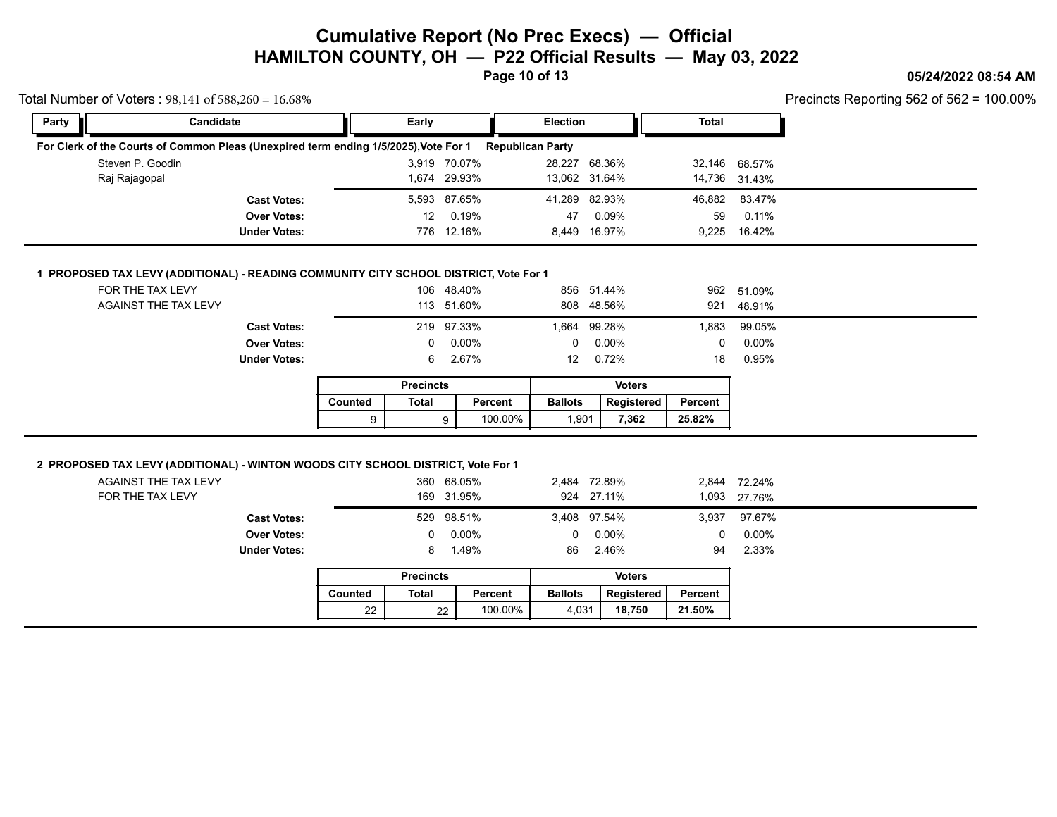# Cumulative Report (No Prec Execs) — Official
## HAMILTON COUNTY, OH — P22 Official Results — May 03, 2022

05/24/2022 08:54 AM

Total Number of Voters : 98,141 of 588,260 = 16.68%

Precincts Reporting 562 of 562 = 100.00%

### For Clerk of the Courts of Common Pleas (Unexpired term ending 1/5/2025), Vote For 1 — Republican Party

| Party | Candidate | Early | | Election | | Total | |
|---|---|---|---|---|---|---|---|
| | Steven P. Goodin | 3,919 | 70.07% | 28,227 | 68.36% | 32,146 | 68.57% |
| | Raj Rajagopal | 1,674 | 29.93% | 13,062 | 31.64% | 14,736 | 31.43% |
| | **Cast Votes:** | 5,593 | 87.65% | 41,289 | 82.93% | 46,882 | 83.47% |
| | **Over Votes:** | 12 | 0.19% | 47 | 0.09% | 59 | 0.11% |
| | **Under Votes:** | 776 | 12.16% | 8,449 | 16.97% | 9,225 | 16.42% |

### 1 PROPOSED TAX LEVY (ADDITIONAL) - READING COMMUNITY CITY SCHOOL DISTRICT, Vote For 1

| Party | Candidate | Early | | Election | | Total | |
|---|---|---|---|---|---|---|---|
| | FOR THE TAX LEVY | 106 | 48.40% | 856 | 51.44% | 962 | 51.09% |
| | AGAINST THE TAX LEVY | 113 | 51.60% | 808 | 48.56% | 921 | 48.91% |
| | **Cast Votes:** | 219 | 97.33% | 1,664 | 99.28% | 1,883 | 99.05% |
| | **Over Votes:** | 0 | 0.00% | 0 | 0.00% | 0 | 0.00% |
| | **Under Votes:** | 6 | 2.67% | 12 | 0.72% | 18 | 0.95% |

| Precincts | | | Voters | | |
|---|---|---|---|---|---|
| Counted | Total | Percent | Ballots | Registered | Percent |
| 9 | 9 | 100.00% | 1,901 | **7,362** | **25.82%** |

### 2 PROPOSED TAX LEVY (ADDITIONAL) - WINTON WOODS CITY SCHOOL DISTRICT, Vote For 1

| Party | Candidate | Early | | Election | | Total | |
|---|---|---|---|---|---|---|---|
| | AGAINST THE TAX LEVY | 360 | 68.05% | 2,484 | 72.89% | 2,844 | 72.24% |
| | FOR THE TAX LEVY | 169 | 31.95% | 924 | 27.11% | 1,093 | 27.76% |
| | **Cast Votes:** | 529 | 98.51% | 3,408 | 97.54% | 3,937 | 97.67% |
| | **Over Votes:** | 0 | 0.00% | 0 | 0.00% | 0 | 0.00% |
| | **Under Votes:** | 8 | 1.49% | 86 | 2.46% | 94 | 2.33% |

| Precincts | | | Voters | | |
|---|---|---|---|---|---|
| Counted | Total | Percent | Ballots | Registered | Percent |
| 22 | 22 | 100.00% | 4,031 | **18,750** | **21.50%** |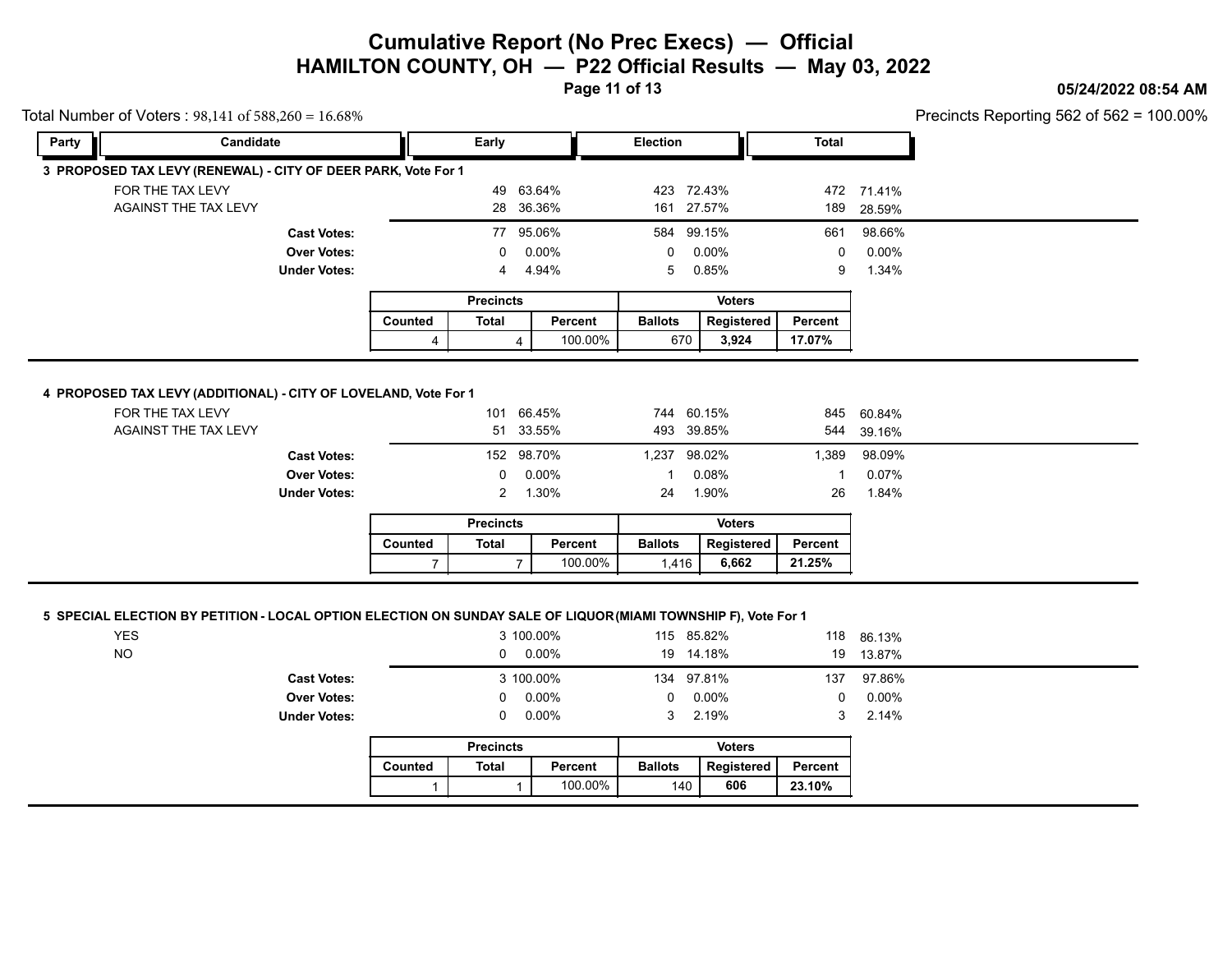# Cumulative Report (No Prec Execs) — Official
## HAMILTON COUNTY, OH — P22 Official Results — May 03, 2022

05/24/2022 08:54 AM

Total Number of Voters : 98,141 of 588,260 = 16.68%

Precincts Reporting 562 of 562 = 100.00%

| Party | Candidate | Early | | Election | | Total | |
|---|---|---|---|---|---|---|---|

### 3 PROPOSED TAX LEVY (RENEWAL) - CITY OF DEER PARK, Vote For 1

| Candidate | Early | Early % | Election | Election % | Total | Total % |
|---|---|---|---|---|---|---|
| FOR THE TAX LEVY | 49 | 63.64% | 423 | 72.43% | 472 | 71.41% |
| AGAINST THE TAX LEVY | 28 | 36.36% | 161 | 27.57% | 189 | 28.59% |
| **Cast Votes:** | 77 | 95.06% | 584 | 99.15% | 661 | 98.66% |
| **Over Votes:** | 0 | 0.00% | 0 | 0.00% | 0 | 0.00% |
| **Under Votes:** | 4 | 4.94% | 5 | 0.85% | 9 | 1.34% |

| Precincts | | | Voters | | |
|---|---|---|---|---|---|
| Counted | Total | Percent | Ballots | Registered | Percent |
| 4 | 4 | 100.00% | 670 | **3,924** | **17.07%** |

### 4 PROPOSED TAX LEVY (ADDITIONAL) - CITY OF LOVELAND, Vote For 1

| Candidate | Early | Early % | Election | Election % | Total | Total % |
|---|---|---|---|---|---|---|
| FOR THE TAX LEVY | 101 | 66.45% | 744 | 60.15% | 845 | 60.84% |
| AGAINST THE TAX LEVY | 51 | 33.55% | 493 | 39.85% | 544 | 39.16% |
| **Cast Votes:** | 152 | 98.70% | 1,237 | 98.02% | 1,389 | 98.09% |
| **Over Votes:** | 0 | 0.00% | 1 | 0.08% | 1 | 0.07% |
| **Under Votes:** | 2 | 1.30% | 24 | 1.90% | 26 | 1.84% |

| Precincts | | | Voters | | |
|---|---|---|---|---|---|
| Counted | Total | Percent | Ballots | Registered | Percent |
| 7 | 7 | 100.00% | 1,416 | **6,662** | **21.25%** |

### 5 SPECIAL ELECTION BY PETITION - LOCAL OPTION ELECTION ON SUNDAY SALE OF LIQUOR (MIAMI TOWNSHIP F), Vote For 1

| Candidate | Early | Early % | Election | Election % | Total | Total % |
|---|---|---|---|---|---|---|
| YES | 3 | 100.00% | 115 | 85.82% | 118 | 86.13% |
| NO | 0 | 0.00% | 19 | 14.18% | 19 | 13.87% |
| **Cast Votes:** | 3 | 100.00% | 134 | 97.81% | 137 | 97.86% |
| **Over Votes:** | 0 | 0.00% | 0 | 0.00% | 0 | 0.00% |
| **Under Votes:** | 0 | 0.00% | 3 | 2.19% | 3 | 2.14% |

| Precincts | | | Voters | | |
|---|---|---|---|---|---|
| Counted | Total | Percent | Ballots | Registered | Percent |
| 1 | 1 | 100.00% | 140 | **606** | **23.10%** |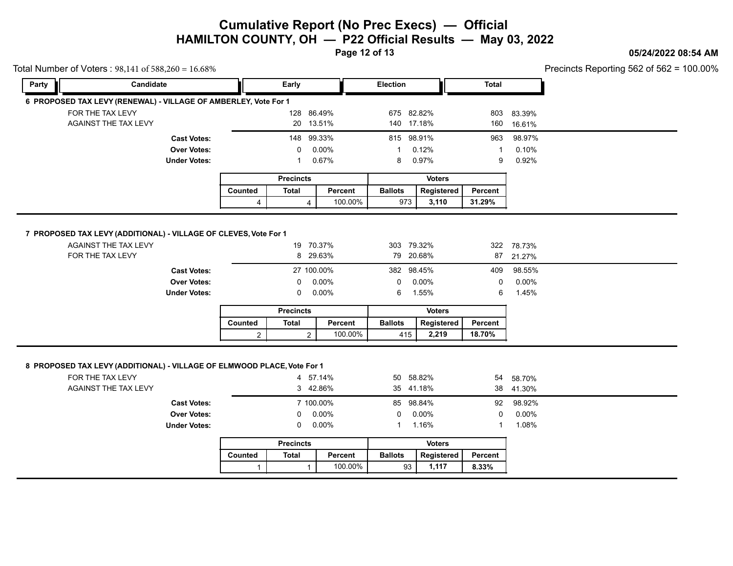# Cumulative Report (No Prec Execs) — Official
## HAMILTON COUNTY, OH — P22 Official Results — May 03, 2022

05/24/2022 08:54 AM

Total Number of Voters : 98,141 of 588,260 = 16.68%

Precincts Reporting 562 of 562 = 100.00%

| Party | Candidate | Early | | Election | | Total | |
|---|---|---|---|---|---|---|---|

### 6 PROPOSED TAX LEVY (RENEWAL) - VILLAGE OF AMBERLEY, Vote For 1

| Candidate | Early | | Election | | Total | |
|---|---|---|---|---|---|---|
| FOR THE TAX LEVY | 128 | 86.49% | 675 | 82.82% | 803 | 83.39% |
| AGAINST THE TAX LEVY | 20 | 13.51% | 140 | 17.18% | 160 | 16.61% |
| **Cast Votes:** | 148 | 99.33% | 815 | 98.91% | 963 | 98.97% |
| **Over Votes:** | 0 | 0.00% | 1 | 0.12% | 1 | 0.10% |
| **Under Votes:** | 1 | 0.67% | 8 | 0.97% | 9 | 0.92% |

| Precincts | | | Voters | | |
|---|---|---|---|---|---|
| Counted | Total | Percent | Ballots | Registered | Percent |
| 4 | 4 | 100.00% | 973 | **3,110** | **31.29%** |

### 7 PROPOSED TAX LEVY (ADDITIONAL) - VILLAGE OF CLEVES, Vote For 1

| Candidate | Early | | Election | | Total | |
|---|---|---|---|---|---|---|
| AGAINST THE TAX LEVY | 19 | 70.37% | 303 | 79.32% | 322 | 78.73% |
| FOR THE TAX LEVY | 8 | 29.63% | 79 | 20.68% | 87 | 21.27% |
| **Cast Votes:** | 27 | 100.00% | 382 | 98.45% | 409 | 98.55% |
| **Over Votes:** | 0 | 0.00% | 0 | 0.00% | 0 | 0.00% |
| **Under Votes:** | 0 | 0.00% | 6 | 1.55% | 6 | 1.45% |

| Precincts | | | Voters | | |
|---|---|---|---|---|---|
| Counted | Total | Percent | Ballots | Registered | Percent |
| 2 | 2 | 100.00% | 415 | **2,219** | **18.70%** |

### 8 PROPOSED TAX LEVY (ADDITIONAL) - VILLAGE OF ELMWOOD PLACE, Vote For 1

| Candidate | Early | | Election | | Total | |
|---|---|---|---|---|---|---|
| FOR THE TAX LEVY | 4 | 57.14% | 50 | 58.82% | 54 | 58.70% |
| AGAINST THE TAX LEVY | 3 | 42.86% | 35 | 41.18% | 38 | 41.30% |
| **Cast Votes:** | 7 | 100.00% | 85 | 98.84% | 92 | 98.92% |
| **Over Votes:** | 0 | 0.00% | 0 | 0.00% | 0 | 0.00% |
| **Under Votes:** | 0 | 0.00% | 1 | 1.16% | 1 | 1.08% |

| Precincts | | | Voters | | |
|---|---|---|---|---|---|
| Counted | Total | Percent | Ballots | Registered | Percent |
| 1 | 1 | 100.00% | 93 | **1,117** | **8.33%** |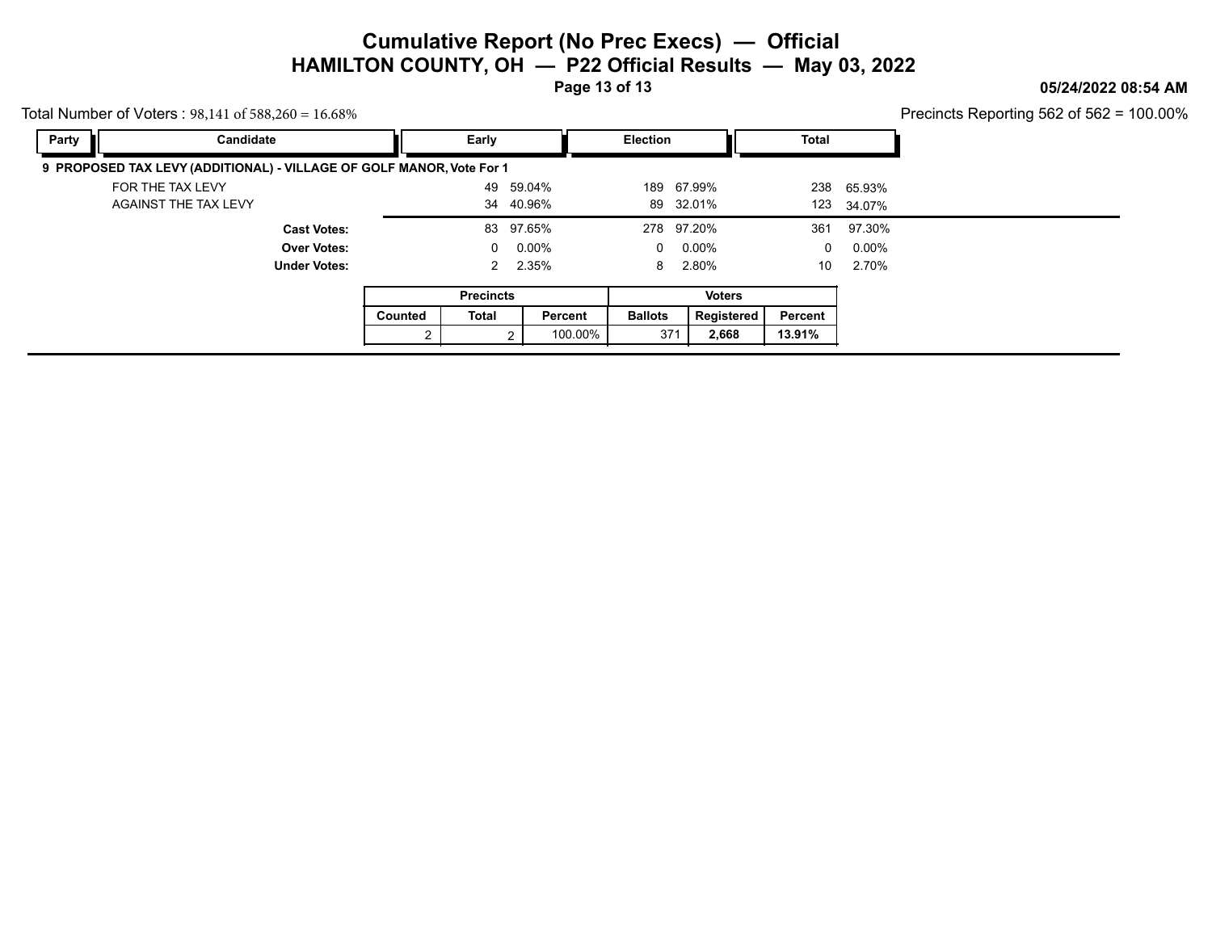# Cumulative Report (No Prec Execs) — Official
## HAMILTON COUNTY, OH — P22 Official Results — May 03, 2022

05/24/2022 08:54 AM

Total Number of Voters : 98,141 of 588,260 = 16.68%

Precincts Reporting 562 of 562 = 100.00%

| Party | Candidate | Early | | Election | | Total | |
|---|---|---|---|---|---|---|---|
| **9 PROPOSED TAX LEVY (ADDITIONAL) - VILLAGE OF GOLF MANOR, Vote For 1** | | | | | | | |
| | FOR THE TAX LEVY | 49 | 59.04% | 189 | 67.99% | 238 | 65.93% |
| | AGAINST THE TAX LEVY | 34 | 40.96% | 89 | 32.01% | 123 | 34.07% |
| | **Cast Votes:** | 83 | 97.65% | 278 | 97.20% | 361 | 97.30% |
| | **Over Votes:** | 0 | 0.00% | 0 | 0.00% | 0 | 0.00% |
| | **Under Votes:** | 2 | 2.35% | 8 | 2.80% | 10 | 2.70% |

| Precincts | | | Voters | | |
|---|---|---|---|---|---|
| Counted | Total | Percent | Ballots | Registered | Percent |
| 2 | 2 | 100.00% | 371 | **2,668** | **13.91%** |